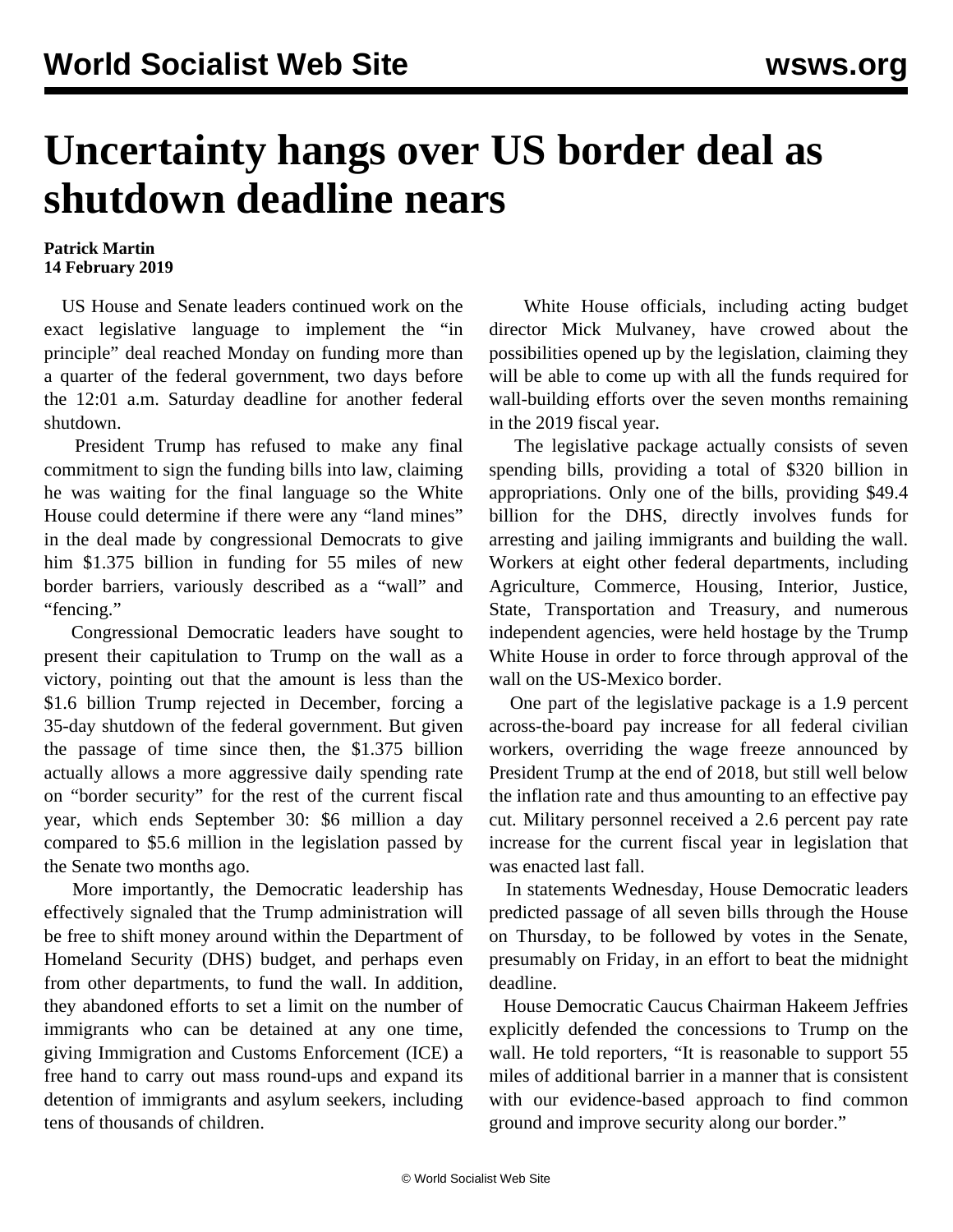# Uncertainty hangs over US border deal as shutdown deadline nears

**Patrick Martin**
**14 February 2019**

US House and Senate leaders continued work on the exact legislative language to implement the "in principle" deal reached Monday on funding more than a quarter of the federal government, two days before the 12:01 a.m. Saturday deadline for another federal shutdown.

President Trump has refused to make any final commitment to sign the funding bills into law, claiming he was waiting for the final language so the White House could determine if there were any "land mines" in the deal made by congressional Democrats to give him $1.375 billion in funding for 55 miles of new border barriers, variously described as a "wall" and "fencing."

Congressional Democratic leaders have sought to present their capitulation to Trump on the wall as a victory, pointing out that the amount is less than the $1.6 billion Trump rejected in December, forcing a 35-day shutdown of the federal government. But given the passage of time since then, the $1.375 billion actually allows a more aggressive daily spending rate on "border security" for the rest of the current fiscal year, which ends September 30: $6 million a day compared to $5.6 million in the legislation passed by the Senate two months ago.

More importantly, the Democratic leadership has effectively signaled that the Trump administration will be free to shift money around within the Department of Homeland Security (DHS) budget, and perhaps even from other departments, to fund the wall. In addition, they abandoned efforts to set a limit on the number of immigrants who can be detained at any one time, giving Immigration and Customs Enforcement (ICE) a free hand to carry out mass round-ups and expand its detention of immigrants and asylum seekers, including tens of thousands of children.

White House officials, including acting budget director Mick Mulvaney, have crowed about the possibilities opened up by the legislation, claiming they will be able to come up with all the funds required for wall-building efforts over the seven months remaining in the 2019 fiscal year.

The legislative package actually consists of seven spending bills, providing a total of $320 billion in appropriations. Only one of the bills, providing $49.4 billion for the DHS, directly involves funds for arresting and jailing immigrants and building the wall. Workers at eight other federal departments, including Agriculture, Commerce, Housing, Interior, Justice, State, Transportation and Treasury, and numerous independent agencies, were held hostage by the Trump White House in order to force through approval of the wall on the US-Mexico border.

One part of the legislative package is a 1.9 percent across-the-board pay increase for all federal civilian workers, overriding the wage freeze announced by President Trump at the end of 2018, but still well below the inflation rate and thus amounting to an effective pay cut. Military personnel received a 2.6 percent pay rate increase for the current fiscal year in legislation that was enacted last fall.

In statements Wednesday, House Democratic leaders predicted passage of all seven bills through the House on Thursday, to be followed by votes in the Senate, presumably on Friday, in an effort to beat the midnight deadline.

House Democratic Caucus Chairman Hakeem Jeffries explicitly defended the concessions to Trump on the wall. He told reporters, "It is reasonable to support 55 miles of additional barrier in a manner that is consistent with our evidence-based approach to find common ground and improve security along our border."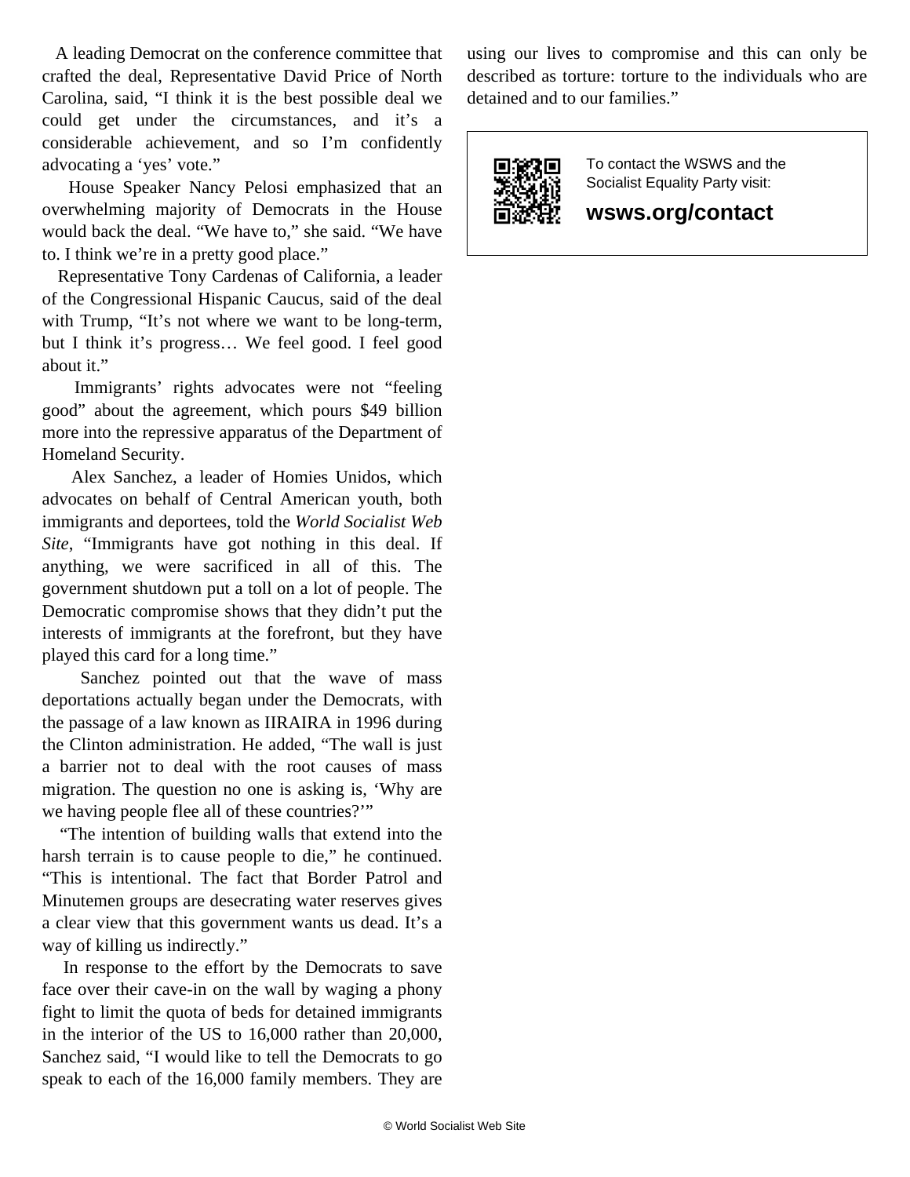A leading Democrat on the conference committee that crafted the deal, Representative David Price of North Carolina, said, "I think it is the best possible deal we could get under the circumstances, and it's a considerable achievement, and so I'm confidently advocating a 'yes' vote."

House Speaker Nancy Pelosi emphasized that an overwhelming majority of Democrats in the House would back the deal. "We have to," she said. "We have to. I think we're in a pretty good place."

Representative Tony Cardenas of California, a leader of the Congressional Hispanic Caucus, said of the deal with Trump, "It's not where we want to be long-term, but I think it's progress… We feel good. I feel good about it."

Immigrants' rights advocates were not "feeling good" about the agreement, which pours $49 billion more into the repressive apparatus of the Department of Homeland Security.

Alex Sanchez, a leader of Homies Unidos, which advocates on behalf of Central American youth, both immigrants and deportees, told the *World Socialist Web Site*, "Immigrants have got nothing in this deal. If anything, we were sacrificed in all of this. The government shutdown put a toll on a lot of people. The Democratic compromise shows that they didn't put the interests of immigrants at the forefront, but they have played this card for a long time."

Sanchez pointed out that the wave of mass deportations actually began under the Democrats, with the passage of a law known as IIRAIRA in 1996 during the Clinton administration. He added, "The wall is just a barrier not to deal with the root causes of mass migration. The question no one is asking is, 'Why are we having people flee all of these countries?'"

"The intention of building walls that extend into the harsh terrain is to cause people to die," he continued. "This is intentional. The fact that Border Patrol and Minutemen groups are desecrating water reserves gives a clear view that this government wants us dead. It's a way of killing us indirectly."

In response to the effort by the Democrats to save face over their cave-in on the wall by waging a phony fight to limit the quota of beds for detained immigrants in the interior of the US to 16,000 rather than 20,000, Sanchez said, "I would like to tell the Democrats to go speak to each of the 16,000 family members. They are using our lives to compromise and this can only be described as torture: torture to the individuals who are detained and to our families."

To contact the WSWS and the Socialist Equality Party visit:

**wsws.org/contact**